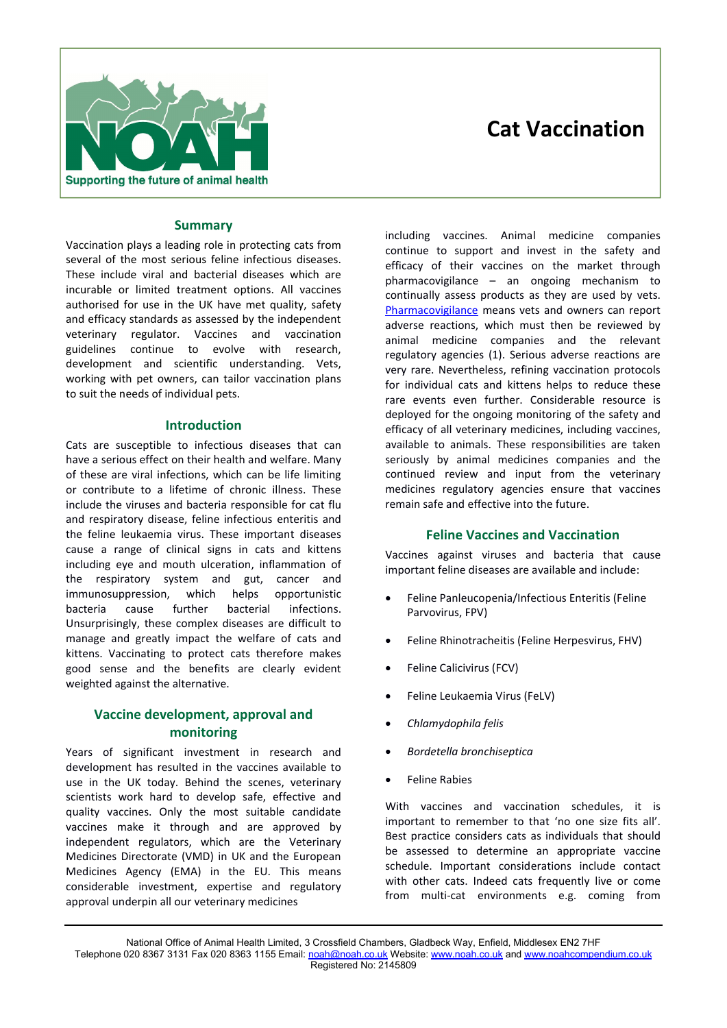# Cat Vaccination

## Summary

Vaccination plays a leading role in protecting cats from several of the most serious feline infectious diseases. These include viral and bacterial diseases which are incurable or limited treatment options. All vaccines authorised for use in the UK have met quality, safety and efficacy standards as assessed by the independent veterinary regulator. Vaccines and vaccination guidelines continue to evolve with research, development and scientific understanding. Vets, working with pet owners, can tailor vaccination plans to suit the needs of individual pets.

## Introduction

Cats are susceptible to infectious diseases that can have a serious effect on their health and welfare. Many of these are viral infections, which can be life limiting or contribute to a lifetime of chronic illness. These include the viruses and bacteria responsible for cat flu and respiratory disease, feline infectious enteritis and the feline leukaemia virus. These important diseases cause a range of clinical signs in cats and kittens including eye and mouth ulceration, inflammation of the respiratory system and gut, cancer and immunosuppression, which helps opportunistic bacteria cause further bacterial infections. Unsurprisingly, these complex diseases are difficult to manage and greatly impact the welfare of cats and kittens. Vaccinating to protect cats therefore makes good sense and the benefits are clearly evident weighted against the alternative.

## Vaccine development, approval and monitoring

Years of significant investment in research and development has resulted in the vaccines available to use in the UK today. Behind the scenes, veterinary scientists work hard to develop safe, effective and quality vaccines. Only the most suitable candidate vaccines make it through and are approved by independent regulators, which are the Veterinary Medicines Directorate (VMD) in UK and the European Medicines Agency (EMA) in the EU. This means considerable investment, expertise and regulatory approval underpin all our veterinary medicines including vaccines. Animal medicine companies continue to support and invest in the safety and efficacy of their vaccines on the market through pharmacovigilance – an ongoing mechanism to continually assess products as they are used by vets. Pharmacovigilance means vets and owners can report adverse reactions, which must then be reviewed by animal medicine companies and the relevant regulatory agencies (1). Serious adverse reactions are very rare. Nevertheless, refining vaccination protocols for individual cats and kittens helps to reduce these rare events even further. Considerable resource is deployed for the ongoing monitoring of the safety and efficacy of all veterinary medicines, including vaccines, available to animals. These responsibilities are taken seriously by animal medicines companies and the continued review and input from the veterinary medicines regulatory agencies ensure that vaccines remain safe and effective into the future.

## Feline Vaccines and Vaccination

Vaccines against viruses and bacteria that cause important feline diseases are available and include:

- Feline Panleucopenia/Infectious Enteritis (Feline Parvovirus, FPV)
- Feline Rhinotracheitis (Feline Herpesvirus, FHV)
- Feline Calicivirus (FCV)
- Feline Leukaemia Virus (FeLV)
- *Chlamydophila felis*
- *Bordetella bronchiseptica*
- Feline Rabies

With vaccines and vaccination schedules, it is important to remember to that 'no one size fits all'. Best practice considers cats as individuals that should be assessed to determine an appropriate vaccine schedule. Important considerations include contact with other cats. Indeed cats frequently live or come from multi-cat environments e.g. coming from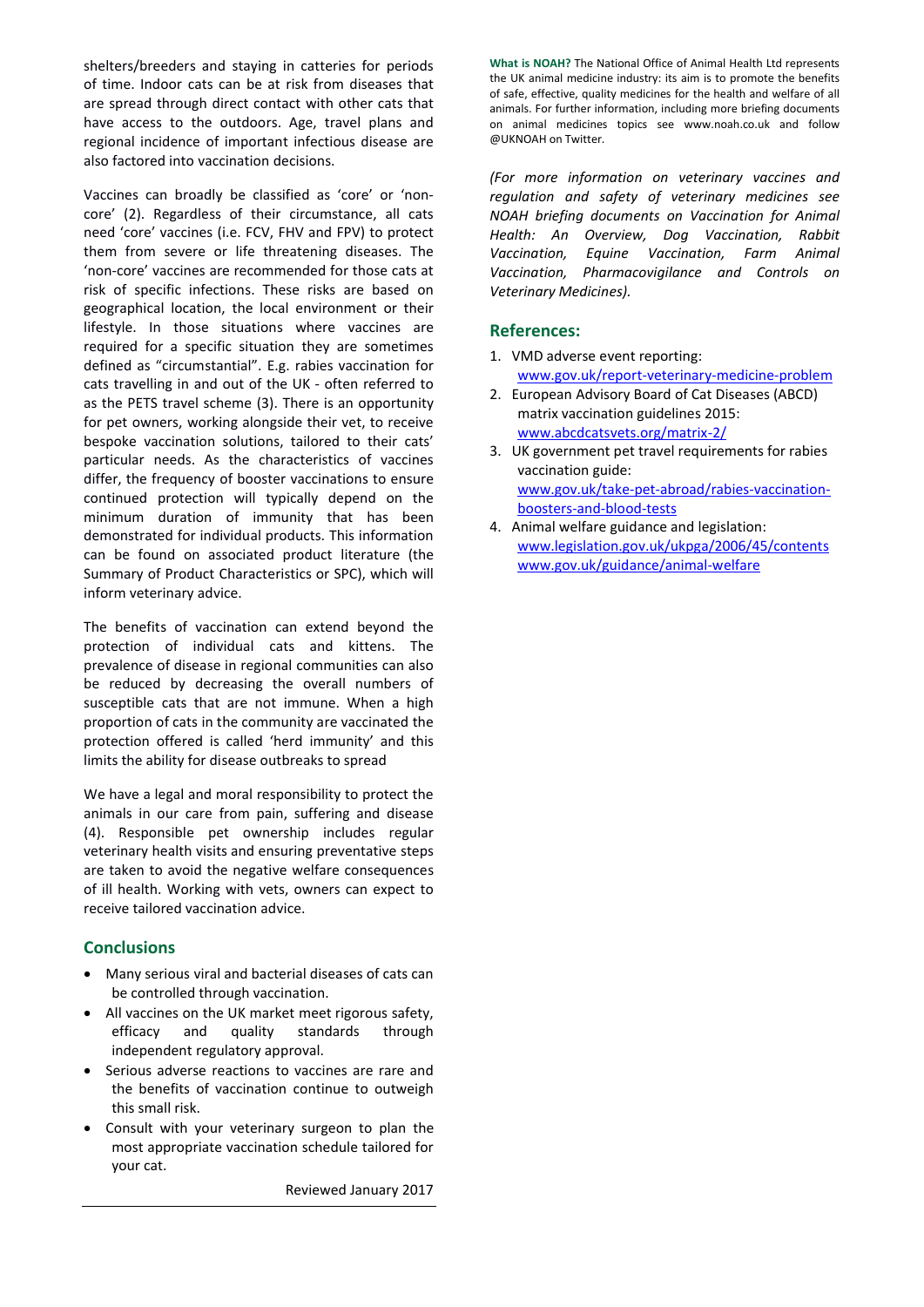shelters/breeders and staying in catteries for periods of time. Indoor cats can be at risk from diseases that are spread through direct contact with other cats that have access to the outdoors. Age, travel plans and regional incidence of important infectious disease are also factored into vaccination decisions.

Vaccines can broadly be classified as 'core' or 'non-core' (2). Regardless of their circumstance, all cats need 'core' vaccines (i.e. FCV, FHV and FPV) to protect them from severe or life threatening diseases. The 'non-core' vaccines are recommended for those cats at risk of specific infections. These risks are based on geographical location, the local environment or their lifestyle. In those situations where vaccines are required for a specific situation they are sometimes defined as "circumstantial". E.g. rabies vaccination for cats travelling in and out of the UK - often referred to as the PETS travel scheme (3). There is an opportunity for pet owners, working alongside their vet, to receive bespoke vaccination solutions, tailored to their cats' particular needs. As the characteristics of vaccines differ, the frequency of booster vaccinations to ensure continued protection will typically depend on the minimum duration of immunity that has been demonstrated for individual products. This information can be found on associated product literature (the Summary of Product Characteristics or SPC), which will inform veterinary advice.

The benefits of vaccination can extend beyond the protection of individual cats and kittens. The prevalence of disease in regional communities can also be reduced by decreasing the overall numbers of susceptible cats that are not immune. When a high proportion of cats in the community are vaccinated the protection offered is called 'herd immunity' and this limits the ability for disease outbreaks to spread

We have a legal and moral responsibility to protect the animals in our care from pain, suffering and disease (4). Responsible pet ownership includes regular veterinary health visits and ensuring preventative steps are taken to avoid the negative welfare consequences of ill health. Working with vets, owners can expect to receive tailored vaccination advice.

## Conclusions

- Many serious viral and bacterial diseases of cats can be controlled through vaccination.
- All vaccines on the UK market meet rigorous safety, efficacy and quality standards through independent regulatory approval.
- Serious adverse reactions to vaccines are rare and the benefits of vaccination continue to outweigh this small risk.
- Consult with your veterinary surgeon to plan the most appropriate vaccination schedule tailored for your cat.

Reviewed January 2017

**What is NOAH?** The National Office of Animal Health Ltd represents the UK animal medicine industry: its aim is to promote the benefits of safe, effective, quality medicines for the health and welfare of all animals. For further information, including more briefing documents on animal medicines topics see www.noah.co.uk and follow @UKNOAH on Twitter.

*(For more information on veterinary vaccines and regulation and safety of veterinary medicines see NOAH briefing documents on Vaccination for Animal Health: An Overview, Dog Vaccination, Rabbit Vaccination, Equine Vaccination, Farm Animal Vaccination, Pharmacovigilance and Controls on Veterinary Medicines).*

## References:

1. VMD adverse event reporting: www.gov.uk/report-veterinary-medicine-problem
2. European Advisory Board of Cat Diseases (ABCD) matrix vaccination guidelines 2015: www.abcdcatsvets.org/matrix-2/
3. UK government pet travel requirements for rabies vaccination guide: www.gov.uk/take-pet-abroad/rabies-vaccination-boosters-and-blood-tests
4. Animal welfare guidance and legislation: www.legislation.gov.uk/ukpga/2006/45/contents www.gov.uk/guidance/animal-welfare